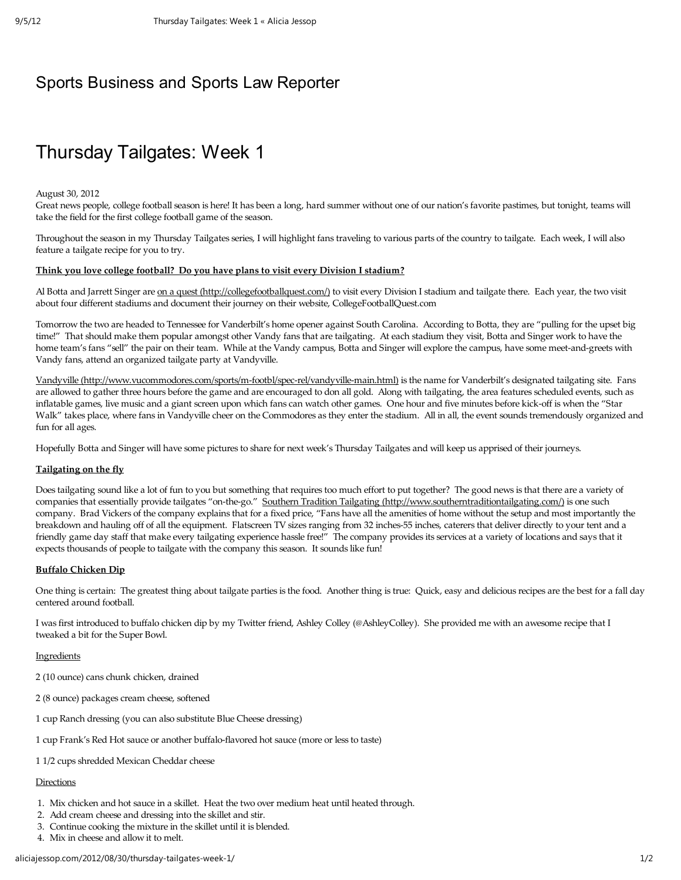# Sports Business and Sports Law Reporter

## Thursday Tailgates: Week 1

August 30, 2012

Great news people, college football season is here! It has been a long, hard summer without one of our nation's favorite pastimes, but tonight, teams will take the field for the first college football game of the season.

Throughout the season in my Thursday Tailgates series, I will highlight fans traveling to various parts of the country to tailgate. Each week, I will also feature a tailgate recipe for you to try.

**Think you love college football? Do you have plans to visit every Division I stadium?**

Al Botta and Jarrett Singer are on a quest (http://collegefootballquest.com/) to visit every Division I stadium and tailgate there. Each year, the two visit about four different stadiums and document their journey on their website, CollegeFootballQuest.com

Tomorrow the two are headed to Tennessee for Vanderbilt's home opener against South Carolina. According to Botta, they are "pulling for the upset big time!" That should make them popular amongst other Vandy fans that are tailgating. At each stadium they visit, Botta and Singer work to have the home team's fans "sell" the pair on their team. While at the Vandy campus, Botta and Singer will explore the campus, have some meet-and-greets with Vandy fans, attend an organized tailgate party at Vandyville.

Vandyville (http://www.vucommodores.com/sports/m-footbl/spec-rel/vandyville-main.html) is the name for Vanderbilt's designated tailgating site. Fans are allowed to gather three hours before the game and are encouraged to don all gold. Along with tailgating, the area features scheduled events, such as inflatable games, live music and a giant screen upon which fans can watch other games. One hour and five minutes before kick-off is when the "Star Walk" takes place, where fans in Vandyville cheer on the Commodores as they enter the stadium. All in all, the event sounds tremendously organized and fun for all ages.

Hopefully Botta and Singer will have some pictures to share for next week's Thursday Tailgates and will keep us apprised of their journeys.

**Tailgating on the fly**

Does tailgating sound like a lot of fun to you but something that requires too much effort to put together? The good news is that there are a variety of companies that essentially provide tailgates "on-the-go." Southern Tradition Tailgating (http://www.southerntraditiontailgating.com/) is one such company. Brad Vickers of the company explains that for a fixed price, "Fans have all the amenities of home without the setup and most importantly the breakdown and hauling off of all the equipment. Flatscreen TV sizes ranging from 32 inches-55 inches, caterers that deliver directly to your tent and a friendly game day staff that make every tailgating experience hassle free!" The company provides its services at a variety of locations and says that it expects thousands of people to tailgate with the company this season. It sounds like fun!

**Buffalo Chicken Dip**

One thing is certain: The greatest thing about tailgate parties is the food. Another thing is true: Quick, easy and delicious recipes are the best for a fall day centered around football.

I was first introduced to buffalo chicken dip by my Twitter friend, Ashley Colley (@AshleyColley). She provided me with an awesome recipe that I tweaked a bit for the Super Bowl.

Ingredients

2 (10 ounce) cans chunk chicken, drained

2 (8 ounce) packages cream cheese, softened

1 cup Ranch dressing (you can also substitute Blue Cheese dressing)

1 cup Frank's Red Hot sauce or another buffalo-flavored hot sauce (more or less to taste)

1 1/2 cups shredded Mexican Cheddar cheese

Directions

1. Mix chicken and hot sauce in a skillet. Heat the two over medium heat until heated through.
2. Add cream cheese and dressing into the skillet and stir.
3. Continue cooking the mixture in the skillet until it is blended.
4. Mix in cheese and allow it to melt.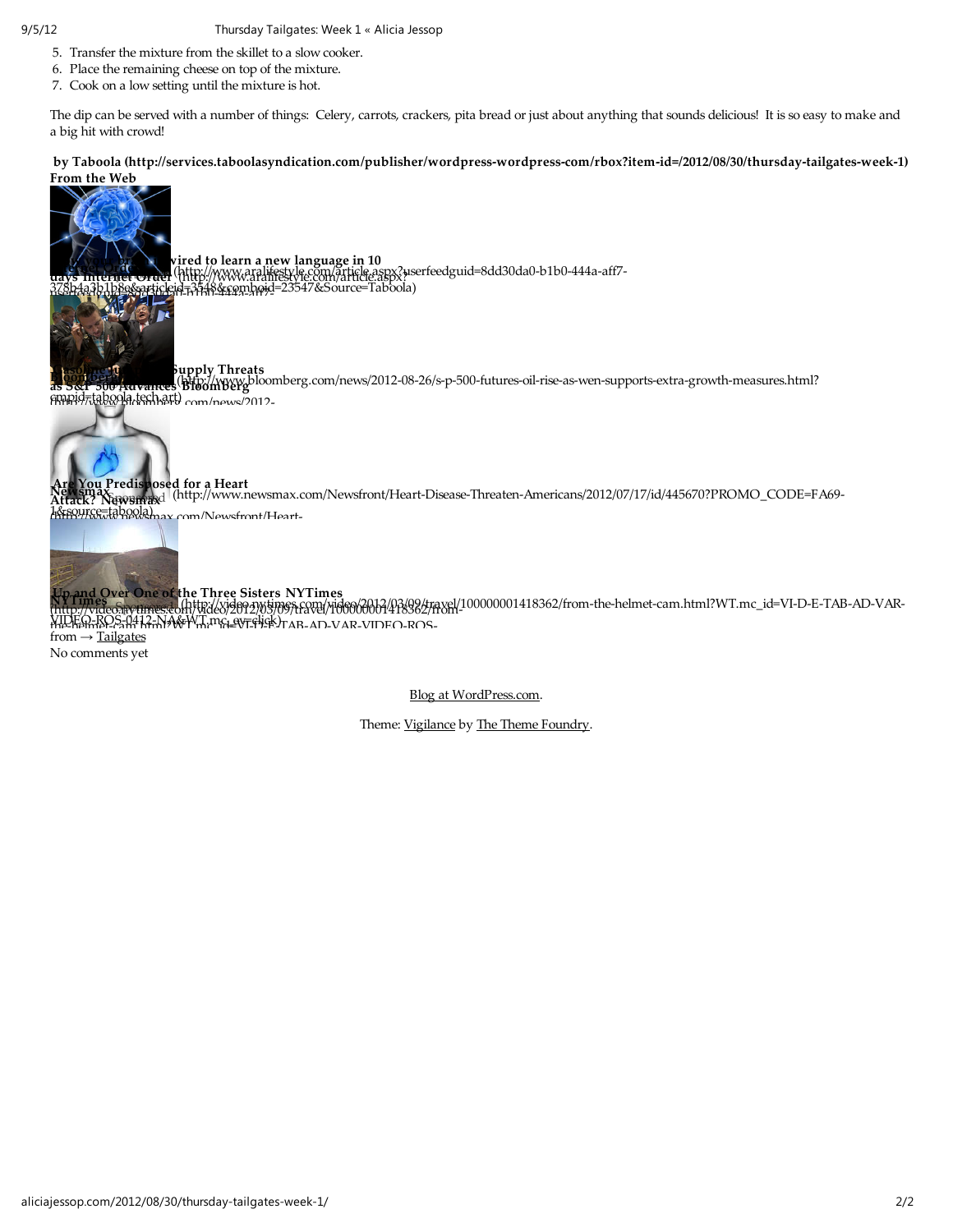5. Transfer the mixture from the skillet to a slow cooker.
6. Place the remaining cheese on top of the mixture.
7. Cook on a low setting until the mixture is hot.

The dip can be served with a number of things: Celery, carrots, crackers, pita bread or just about anything that sounds delicious! It is so easy to make and a big hit with crowd!

**by Taboola (http://services.taboolasyndication.com/publisher/wordpress-wordpress-com/rbox?item-id=/2012/08/30/thursday-tailgates-week-1)**
**From the Web**

**...wired to learn a new language in 10 days Internet Order** (http://www.aralifestyle.com/article.aspx?userfeedguid=8dd30da0-b1b0-444a-aff7-378b4a3b1b8c&articleid=3548&comboid=23547&Source=Taboola)

**...Supply Threats as S&P 500 Advances Bloomberg** (http://www.bloomberg.com/news/2012-08-26/s-p-500-futures-oil-rise-as-wen-supports-extra-growth-measures.html?cmpid=taboola.tech.art)

**Are You Predisposed for a Heart Attack? Newsmax** (http://www.newsmax.com/Newsfront/Heart-Disease-Threaten-Americans/2012/07/17/id/445670?PROMO_CODE=FA69-1&source=taboola)

**Up and Over One of the Three Sisters NYTimes** (http://video.nytimes.com/video/2012/03/09/travel/100000001418362/from-the-helmet-cam.html?WT.mc_id=VI-D-E-TAB-AD-VAR-VIDEO-ROS-0412-NA&WT.mc_ev=click)

from → Tailgates

No comments yet

Blog at WordPress.com.

Theme: Vigilance by The Theme Foundry.